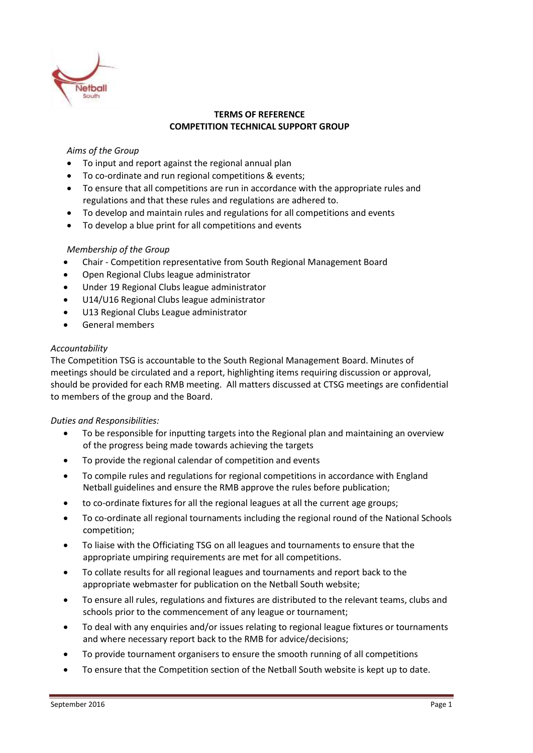# TERMS OF REFERENCE
## COMPETITION TECHNICAL SUPPORT GROUP

*Aims of the Group*

- To input and report against the regional annual plan
- To co-ordinate and run regional competitions & events;
- To ensure that all competitions are run in accordance with the appropriate rules and regulations and that these rules and regulations are adhered to.
- To develop and maintain rules and regulations for all competitions and events
- To develop a blue print for all competitions and events

*Membership of the Group*

- Chair - Competition representative from South Regional Management Board
- Open Regional Clubs league administrator
- Under 19 Regional Clubs league administrator
- U14/U16 Regional Clubs league administrator
- U13 Regional Clubs League administrator
- General members

*Accountability*

The Competition TSG is accountable to the South Regional Management Board. Minutes of meetings should be circulated and a report, highlighting items requiring discussion or approval, should be provided for each RMB meeting. All matters discussed at CTSG meetings are confidential to members of the group and the Board.

*Duties and Responsibilities:*

- To be responsible for inputting targets into the Regional plan and maintaining an overview of the progress being made towards achieving the targets
- To provide the regional calendar of competition and events
- To compile rules and regulations for regional competitions in accordance with England Netball guidelines and ensure the RMB approve the rules before publication;
- to co-ordinate fixtures for all the regional leagues at all the current age groups;
- To co-ordinate all regional tournaments including the regional round of the National Schools competition;
- To liaise with the Officiating TSG on all leagues and tournaments to ensure that the appropriate umpiring requirements are met for all competitions.
- To collate results for all regional leagues and tournaments and report back to the appropriate webmaster for publication on the Netball South website;
- To ensure all rules, regulations and fixtures are distributed to the relevant teams, clubs and schools prior to the commencement of any league or tournament;
- To deal with any enquiries and/or issues relating to regional league fixtures or tournaments and where necessary report back to the RMB for advice/decisions;
- To provide tournament organisers to ensure the smooth running of all competitions
- To ensure that the Competition section of the Netball South website is kept up to date.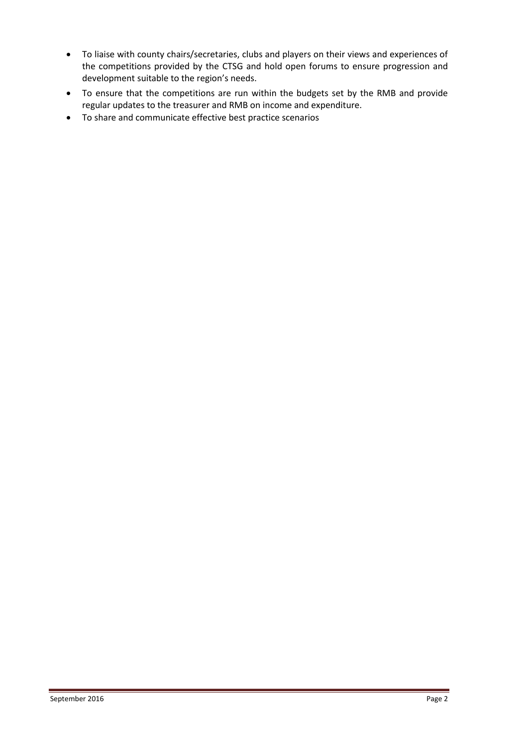- To liaise with county chairs/secretaries, clubs and players on their views and experiences of the competitions provided by the CTSG and hold open forums to ensure progression and development suitable to the region's needs.
- To ensure that the competitions are run within the budgets set by the RMB and provide regular updates to the treasurer and RMB on income and expenditure.
- To share and communicate effective best practice scenarios